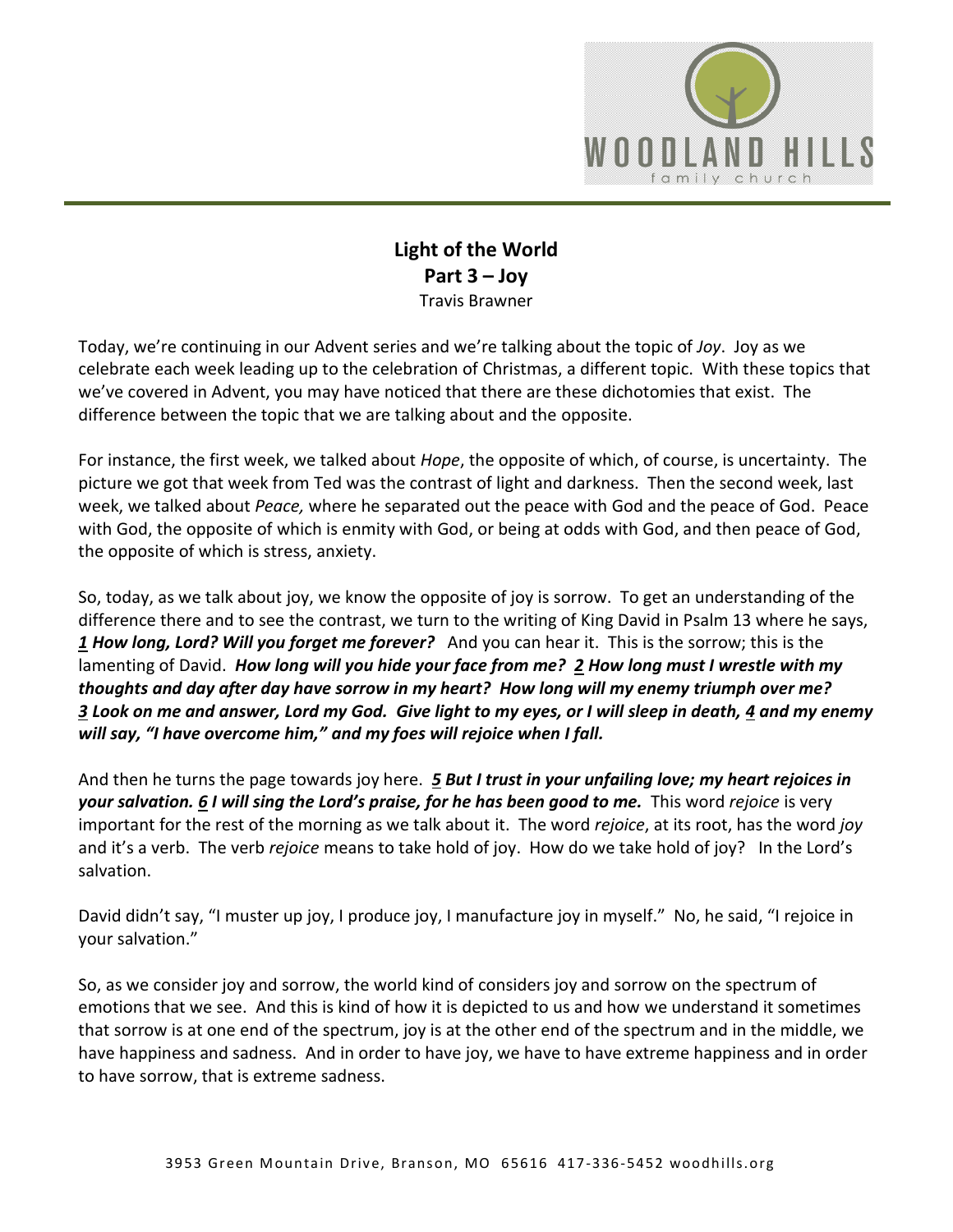# Light of the World
## Part 3 – Joy
Travis Brawner

Today, we're continuing in our Advent series and we're talking about the topic of *Joy*. Joy as we celebrate each week leading up to the celebration of Christmas, a different topic. With these topics that we've covered in Advent, you may have noticed that there are these dichotomies that exist. The difference between the topic that we are talking about and the opposite.

For instance, the first week, we talked about *Hope*, the opposite of which, of course, is uncertainty. The picture we got that week from Ted was the contrast of light and darkness. Then the second week, last week, we talked about *Peace,* where he separated out the peace with God and the peace of God. Peace with God, the opposite of which is enmity with God, or being at odds with God, and then peace of God, the opposite of which is stress, anxiety.

So, today, as we talk about joy, we know the opposite of joy is sorrow. To get an understanding of the difference there and to see the contrast, we turn to the writing of King David in Psalm 13 where he says, ***1 How long, Lord? Will you forget me forever?*** And you can hear it. This is the sorrow; this is the lamenting of David. ***How long will you hide your face from me? 2 How long must I wrestle with my thoughts and day after day have sorrow in my heart? How long will my enemy triumph over me? 3 Look on me and answer, Lord my God. Give light to my eyes, or I will sleep in death, 4 and my enemy will say, "I have overcome him," and my foes will rejoice when I fall.***

And then he turns the page towards joy here. ***5 But I trust in your unfailing love; my heart rejoices in your salvation. 6 I will sing the Lord's praise, for he has been good to me.*** This word *rejoice* is very important for the rest of the morning as we talk about it. The word *rejoice*, at its root, has the word *joy* and it's a verb. The verb *rejoice* means to take hold of joy. How do we take hold of joy? In the Lord's salvation.

David didn't say, "I muster up joy, I produce joy, I manufacture joy in myself." No, he said, "I rejoice in your salvation."

So, as we consider joy and sorrow, the world kind of considers joy and sorrow on the spectrum of emotions that we see. And this is kind of how it is depicted to us and how we understand it sometimes that sorrow is at one end of the spectrum, joy is at the other end of the spectrum and in the middle, we have happiness and sadness. And in order to have joy, we have to have extreme happiness and in order to have sorrow, that is extreme sadness.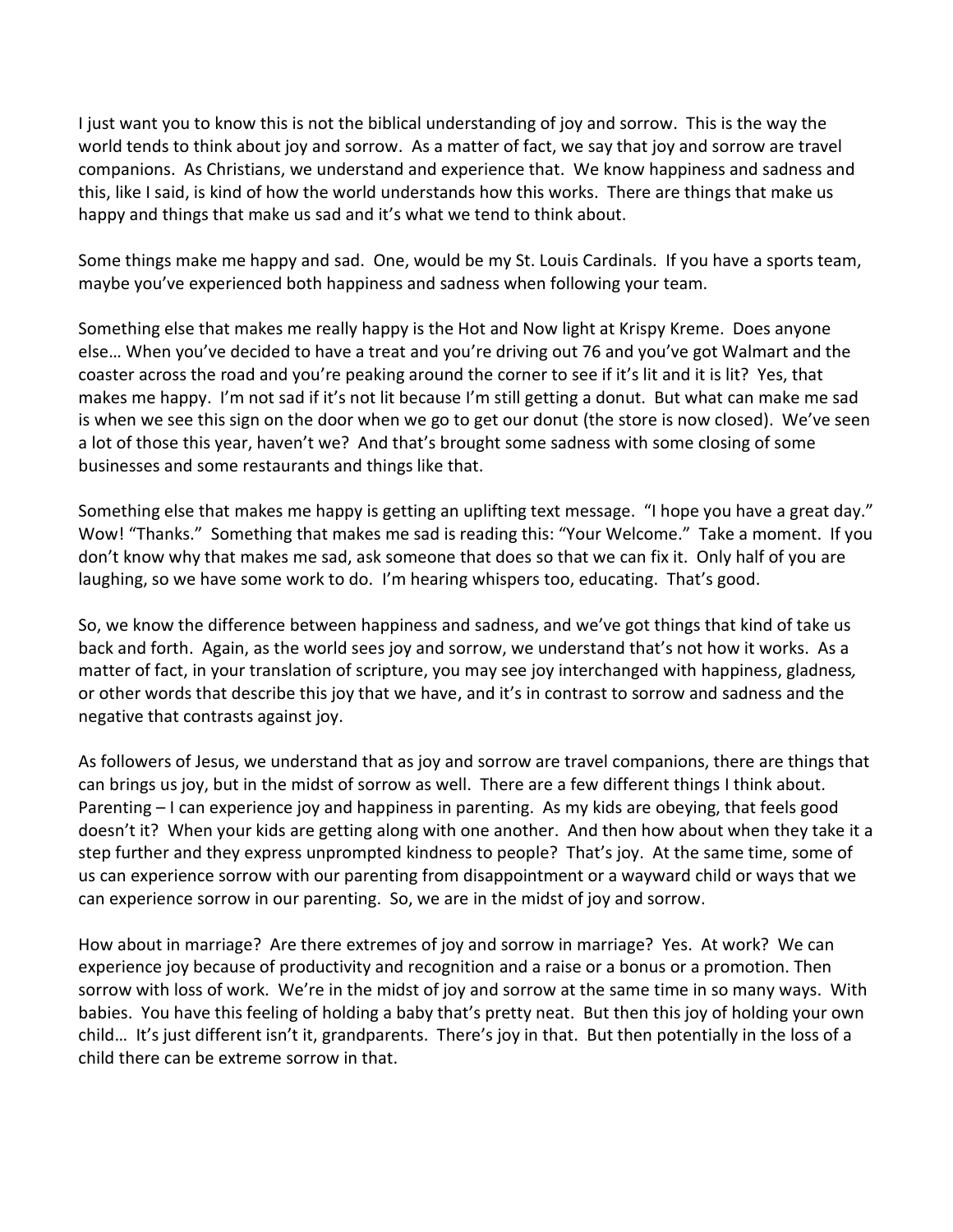I just want you to know this is not the biblical understanding of joy and sorrow. This is the way the world tends to think about joy and sorrow. As a matter of fact, we say that joy and sorrow are travel companions. As Christians, we understand and experience that. We know happiness and sadness and this, like I said, is kind of how the world understands how this works. There are things that make us happy and things that make us sad and it's what we tend to think about.

Some things make me happy and sad. One, would be my St. Louis Cardinals. If you have a sports team, maybe you've experienced both happiness and sadness when following your team.

Something else that makes me really happy is the Hot and Now light at Krispy Kreme. Does anyone else… When you've decided to have a treat and you're driving out 76 and you've got Walmart and the coaster across the road and you're peaking around the corner to see if it's lit and it is lit? Yes, that makes me happy. I'm not sad if it's not lit because I'm still getting a donut. But what can make me sad is when we see this sign on the door when we go to get our donut (the store is now closed). We've seen a lot of those this year, haven't we? And that's brought some sadness with some closing of some businesses and some restaurants and things like that.

Something else that makes me happy is getting an uplifting text message. "I hope you have a great day." Wow! "Thanks." Something that makes me sad is reading this: "Your Welcome." Take a moment. If you don't know why that makes me sad, ask someone that does so that we can fix it. Only half of you are laughing, so we have some work to do. I'm hearing whispers too, educating. That's good.

So, we know the difference between happiness and sadness, and we've got things that kind of take us back and forth. Again, as the world sees joy and sorrow, we understand that's not how it works. As a matter of fact, in your translation of scripture, you may see joy interchanged with happiness, gladness, or other words that describe this joy that we have, and it's in contrast to sorrow and sadness and the negative that contrasts against joy.

As followers of Jesus, we understand that as joy and sorrow are travel companions, there are things that can brings us joy, but in the midst of sorrow as well. There are a few different things I think about. Parenting – I can experience joy and happiness in parenting. As my kids are obeying, that feels good doesn't it? When your kids are getting along with one another. And then how about when they take it a step further and they express unprompted kindness to people? That's joy. At the same time, some of us can experience sorrow with our parenting from disappointment or a wayward child or ways that we can experience sorrow in our parenting. So, we are in the midst of joy and sorrow.

How about in marriage? Are there extremes of joy and sorrow in marriage? Yes. At work? We can experience joy because of productivity and recognition and a raise or a bonus or a promotion. Then sorrow with loss of work. We're in the midst of joy and sorrow at the same time in so many ways. With babies. You have this feeling of holding a baby that's pretty neat. But then this joy of holding your own child… It's just different isn't it, grandparents. There's joy in that. But then potentially in the loss of a child there can be extreme sorrow in that.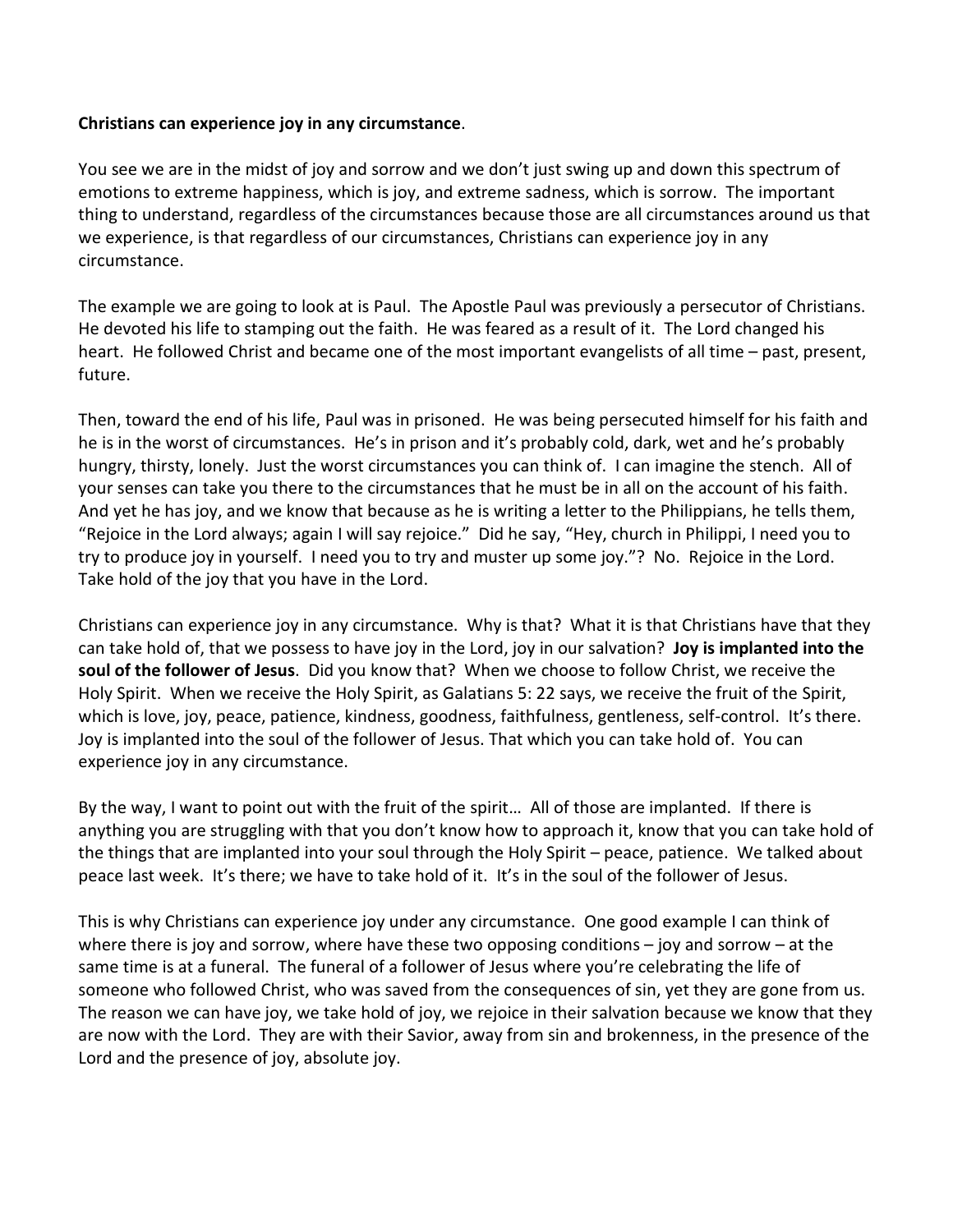**Christians can experience joy in any circumstance**.

You see we are in the midst of joy and sorrow and we don't just swing up and down this spectrum of emotions to extreme happiness, which is joy, and extreme sadness, which is sorrow. The important thing to understand, regardless of the circumstances because those are all circumstances around us that we experience, is that regardless of our circumstances, Christians can experience joy in any circumstance.

The example we are going to look at is Paul. The Apostle Paul was previously a persecutor of Christians. He devoted his life to stamping out the faith. He was feared as a result of it. The Lord changed his heart. He followed Christ and became one of the most important evangelists of all time – past, present, future.

Then, toward the end of his life, Paul was in prisoned. He was being persecuted himself for his faith and he is in the worst of circumstances. He's in prison and it's probably cold, dark, wet and he's probably hungry, thirsty, lonely. Just the worst circumstances you can think of. I can imagine the stench. All of your senses can take you there to the circumstances that he must be in all on the account of his faith. And yet he has joy, and we know that because as he is writing a letter to the Philippians, he tells them, "Rejoice in the Lord always; again I will say rejoice." Did he say, "Hey, church in Philippi, I need you to try to produce joy in yourself. I need you to try and muster up some joy."? No. Rejoice in the Lord. Take hold of the joy that you have in the Lord.

Christians can experience joy in any circumstance. Why is that? What it is that Christians have that they can take hold of, that we possess to have joy in the Lord, joy in our salvation? **Joy is implanted into the soul of the follower of Jesus**. Did you know that? When we choose to follow Christ, we receive the Holy Spirit. When we receive the Holy Spirit, as Galatians 5: 22 says, we receive the fruit of the Spirit, which is love, joy, peace, patience, kindness, goodness, faithfulness, gentleness, self-control. It's there. Joy is implanted into the soul of the follower of Jesus. That which you can take hold of. You can experience joy in any circumstance.

By the way, I want to point out with the fruit of the spirit… All of those are implanted. If there is anything you are struggling with that you don't know how to approach it, know that you can take hold of the things that are implanted into your soul through the Holy Spirit – peace, patience. We talked about peace last week. It's there; we have to take hold of it. It's in the soul of the follower of Jesus.

This is why Christians can experience joy under any circumstance. One good example I can think of where there is joy and sorrow, where have these two opposing conditions – joy and sorrow – at the same time is at a funeral. The funeral of a follower of Jesus where you're celebrating the life of someone who followed Christ, who was saved from the consequences of sin, yet they are gone from us. The reason we can have joy, we take hold of joy, we rejoice in their salvation because we know that they are now with the Lord. They are with their Savior, away from sin and brokenness, in the presence of the Lord and the presence of joy, absolute joy.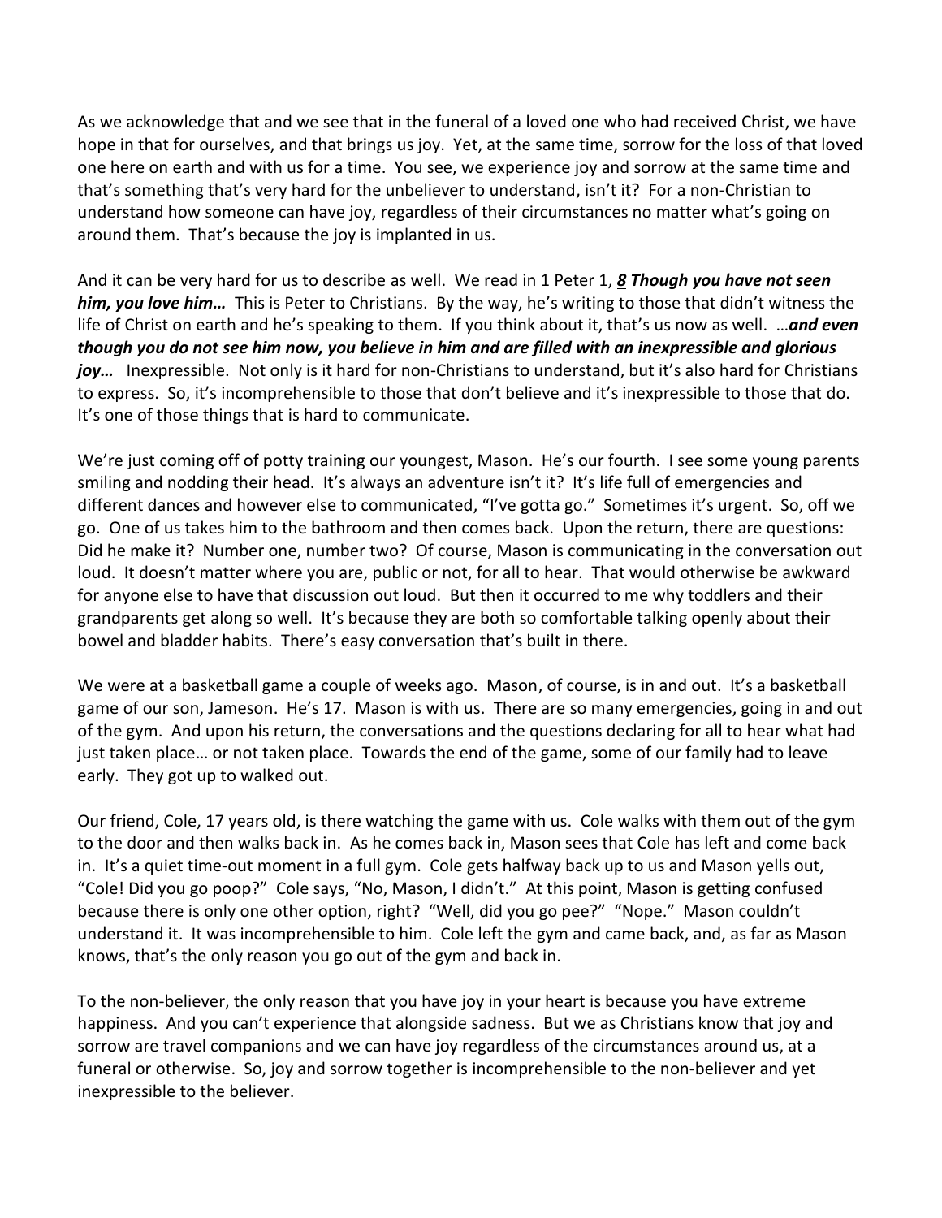As we acknowledge that and we see that in the funeral of a loved one who had received Christ, we have hope in that for ourselves, and that brings us joy. Yet, at the same time, sorrow for the loss of that loved one here on earth and with us for a time. You see, we experience joy and sorrow at the same time and that's something that's very hard for the unbeliever to understand, isn't it? For a non-Christian to understand how someone can have joy, regardless of their circumstances no matter what's going on around them. That's because the joy is implanted in us.

And it can be very hard for us to describe as well. We read in 1 Peter 1, ***8 Though you have not seen him, you love him…*** This is Peter to Christians. By the way, he's writing to those that didn't witness the life of Christ on earth and he's speaking to them. If you think about it, that's us now as well. …***and even though you do not see him now, you believe in him and are filled with an inexpressible and glorious joy…*** Inexpressible. Not only is it hard for non-Christians to understand, but it's also hard for Christians to express. So, it's incomprehensible to those that don't believe and it's inexpressible to those that do. It's one of those things that is hard to communicate.

We're just coming off of potty training our youngest, Mason. He's our fourth. I see some young parents smiling and nodding their head. It's always an adventure isn't it? It's life full of emergencies and different dances and however else to communicated, "I've gotta go." Sometimes it's urgent. So, off we go. One of us takes him to the bathroom and then comes back. Upon the return, there are questions: Did he make it? Number one, number two? Of course, Mason is communicating in the conversation out loud. It doesn't matter where you are, public or not, for all to hear. That would otherwise be awkward for anyone else to have that discussion out loud. But then it occurred to me why toddlers and their grandparents get along so well. It's because they are both so comfortable talking openly about their bowel and bladder habits. There's easy conversation that's built in there.

We were at a basketball game a couple of weeks ago. Mason, of course, is in and out. It's a basketball game of our son, Jameson. He's 17. Mason is with us. There are so many emergencies, going in and out of the gym. And upon his return, the conversations and the questions declaring for all to hear what had just taken place… or not taken place. Towards the end of the game, some of our family had to leave early. They got up to walked out.

Our friend, Cole, 17 years old, is there watching the game with us. Cole walks with them out of the gym to the door and then walks back in. As he comes back in, Mason sees that Cole has left and come back in. It's a quiet time-out moment in a full gym. Cole gets halfway back up to us and Mason yells out, "Cole! Did you go poop?" Cole says, "No, Mason, I didn't." At this point, Mason is getting confused because there is only one other option, right? "Well, did you go pee?" "Nope." Mason couldn't understand it. It was incomprehensible to him. Cole left the gym and came back, and, as far as Mason knows, that's the only reason you go out of the gym and back in.

To the non-believer, the only reason that you have joy in your heart is because you have extreme happiness. And you can't experience that alongside sadness. But we as Christians know that joy and sorrow are travel companions and we can have joy regardless of the circumstances around us, at a funeral or otherwise. So, joy and sorrow together is incomprehensible to the non-believer and yet inexpressible to the believer.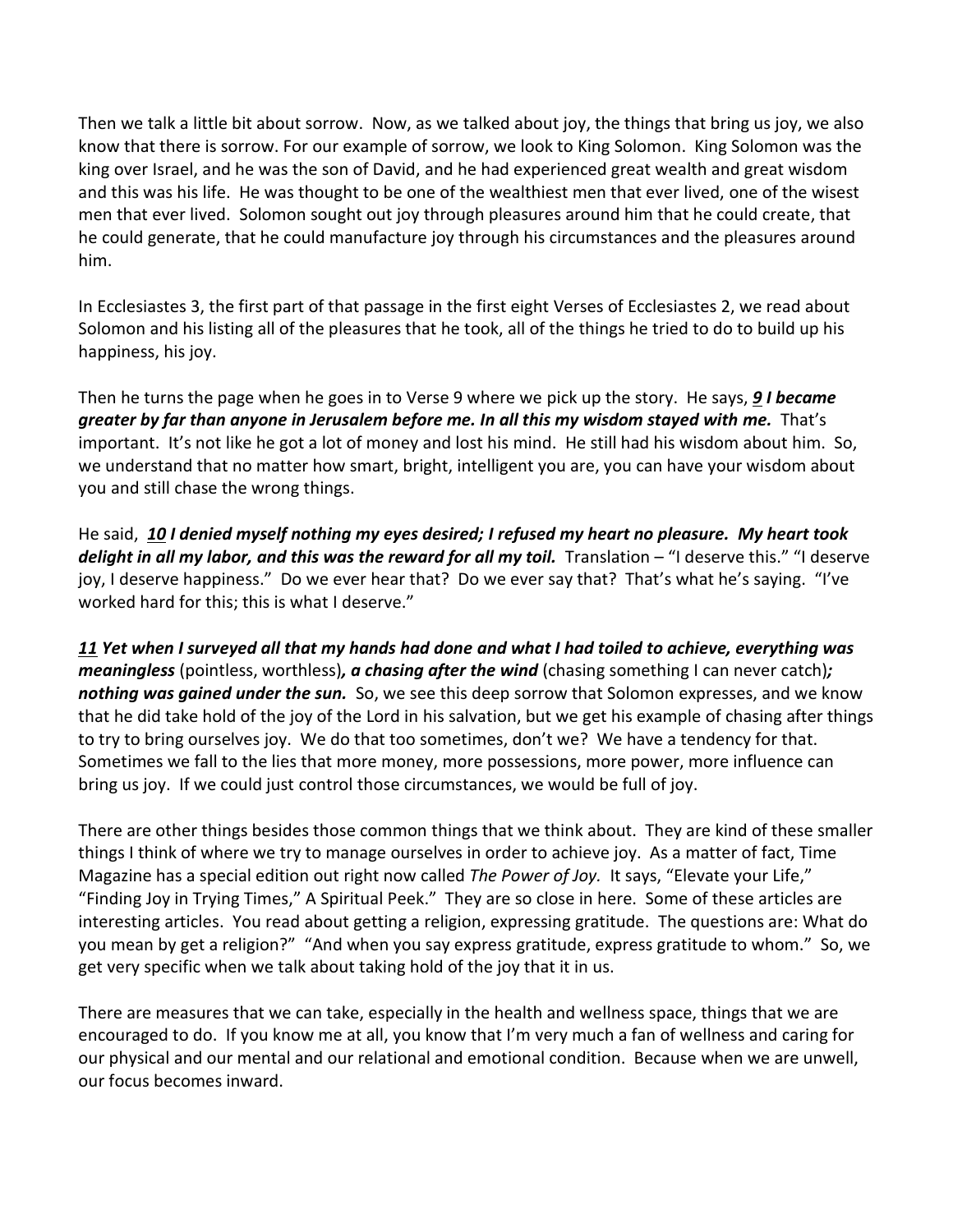Then we talk a little bit about sorrow. Now, as we talked about joy, the things that bring us joy, we also know that there is sorrow. For our example of sorrow, we look to King Solomon. King Solomon was the king over Israel, and he was the son of David, and he had experienced great wealth and great wisdom and this was his life. He was thought to be one of the wealthiest men that ever lived, one of the wisest men that ever lived. Solomon sought out joy through pleasures around him that he could create, that he could generate, that he could manufacture joy through his circumstances and the pleasures around him.

In Ecclesiastes 3, the first part of that passage in the first eight Verses of Ecclesiastes 2, we read about Solomon and his listing all of the pleasures that he took, all of the things he tried to do to build up his happiness, his joy.

Then he turns the page when he goes in to Verse 9 where we pick up the story. He says, ***9 I became greater by far than anyone in Jerusalem before me. In all this my wisdom stayed with me.*** That's important. It's not like he got a lot of money and lost his mind. He still had his wisdom about him. So, we understand that no matter how smart, bright, intelligent you are, you can have your wisdom about you and still chase the wrong things.

He said, ***10 I denied myself nothing my eyes desired; I refused my heart no pleasure. My heart took delight in all my labor, and this was the reward for all my toil.*** Translation – "I deserve this." "I deserve joy, I deserve happiness." Do we ever hear that? Do we ever say that? That's what he's saying. "I've worked hard for this; this is what I deserve."

***11 Yet when I surveyed all that my hands had done and what I had toiled to achieve, everything was meaningless*** (pointless, worthless)***, a chasing after the wind*** (chasing something I can never catch)***; nothing was gained under the sun.*** So, we see this deep sorrow that Solomon expresses, and we know that he did take hold of the joy of the Lord in his salvation, but we get his example of chasing after things to try to bring ourselves joy. We do that too sometimes, don't we? We have a tendency for that. Sometimes we fall to the lies that more money, more possessions, more power, more influence can bring us joy. If we could just control those circumstances, we would be full of joy.

There are other things besides those common things that we think about. They are kind of these smaller things I think of where we try to manage ourselves in order to achieve joy. As a matter of fact, Time Magazine has a special edition out right now called *The Power of Joy.* It says, "Elevate your Life," "Finding Joy in Trying Times," A Spiritual Peek." They are so close in here. Some of these articles are interesting articles. You read about getting a religion, expressing gratitude. The questions are: What do you mean by get a religion?" "And when you say express gratitude, express gratitude to whom." So, we get very specific when we talk about taking hold of the joy that it in us.

There are measures that we can take, especially in the health and wellness space, things that we are encouraged to do. If you know me at all, you know that I'm very much a fan of wellness and caring for our physical and our mental and our relational and emotional condition. Because when we are unwell, our focus becomes inward.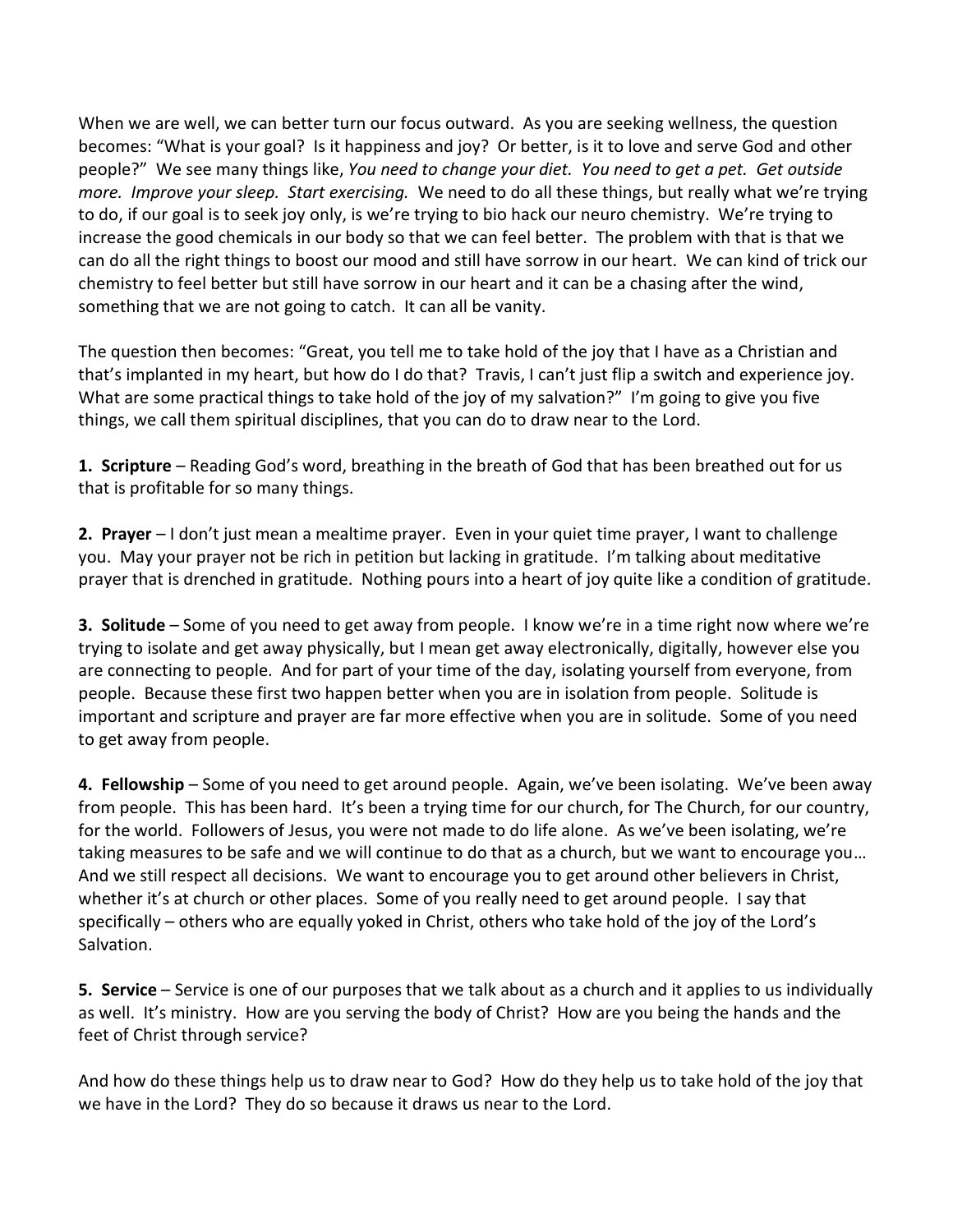When we are well, we can better turn our focus outward. As you are seeking wellness, the question becomes: "What is your goal? Is it happiness and joy? Or better, is it to love and serve God and other people?" We see many things like, *You need to change your diet. You need to get a pet. Get outside more. Improve your sleep. Start exercising.* We need to do all these things, but really what we're trying to do, if our goal is to seek joy only, is we're trying to bio hack our neuro chemistry. We're trying to increase the good chemicals in our body so that we can feel better. The problem with that is that we can do all the right things to boost our mood and still have sorrow in our heart. We can kind of trick our chemistry to feel better but still have sorrow in our heart and it can be a chasing after the wind, something that we are not going to catch. It can all be vanity.

The question then becomes: "Great, you tell me to take hold of the joy that I have as a Christian and that's implanted in my heart, but how do I do that? Travis, I can't just flip a switch and experience joy. What are some practical things to take hold of the joy of my salvation?" I'm going to give you five things, we call them spiritual disciplines, that you can do to draw near to the Lord.

**1. Scripture** – Reading God's word, breathing in the breath of God that has been breathed out for us that is profitable for so many things.

**2. Prayer** – I don't just mean a mealtime prayer. Even in your quiet time prayer, I want to challenge you. May your prayer not be rich in petition but lacking in gratitude. I'm talking about meditative prayer that is drenched in gratitude. Nothing pours into a heart of joy quite like a condition of gratitude.

**3. Solitude** – Some of you need to get away from people. I know we're in a time right now where we're trying to isolate and get away physically, but I mean get away electronically, digitally, however else you are connecting to people. And for part of your time of the day, isolating yourself from everyone, from people. Because these first two happen better when you are in isolation from people. Solitude is important and scripture and prayer are far more effective when you are in solitude. Some of you need to get away from people.

**4. Fellowship** – Some of you need to get around people. Again, we've been isolating. We've been away from people. This has been hard. It's been a trying time for our church, for The Church, for our country, for the world. Followers of Jesus, you were not made to do life alone. As we've been isolating, we're taking measures to be safe and we will continue to do that as a church, but we want to encourage you… And we still respect all decisions. We want to encourage you to get around other believers in Christ, whether it's at church or other places. Some of you really need to get around people. I say that specifically – others who are equally yoked in Christ, others who take hold of the joy of the Lord's Salvation.

**5. Service** – Service is one of our purposes that we talk about as a church and it applies to us individually as well. It's ministry. How are you serving the body of Christ? How are you being the hands and the feet of Christ through service?

And how do these things help us to draw near to God? How do they help us to take hold of the joy that we have in the Lord? They do so because it draws us near to the Lord.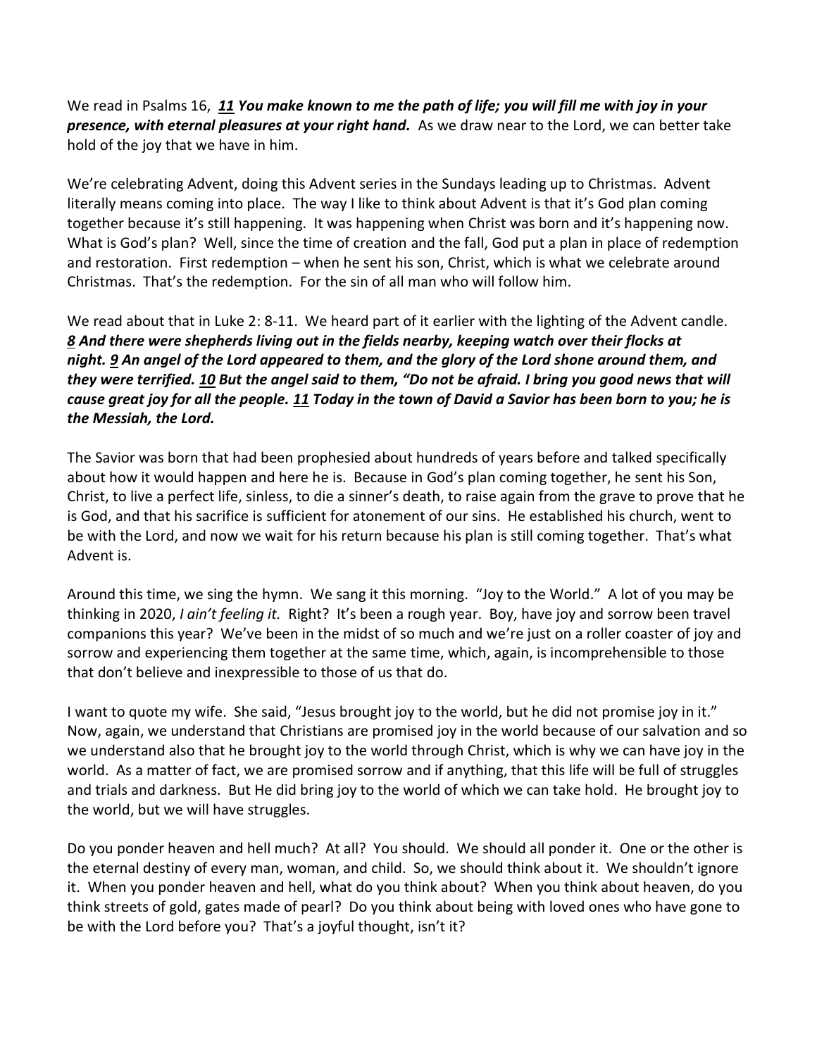We read in Psalms 16, ***<u>11</u> You make known to me the path of life; you will fill me with joy in your presence, with eternal pleasures at your right hand.*** As we draw near to the Lord, we can better take hold of the joy that we have in him.

We're celebrating Advent, doing this Advent series in the Sundays leading up to Christmas. Advent literally means coming into place. The way I like to think about Advent is that it's God plan coming together because it's still happening. It was happening when Christ was born and it's happening now. What is God's plan? Well, since the time of creation and the fall, God put a plan in place of redemption and restoration. First redemption – when he sent his son, Christ, which is what we celebrate around Christmas. That's the redemption. For the sin of all man who will follow him.

We read about that in Luke 2: 8-11. We heard part of it earlier with the lighting of the Advent candle. ***<u>8</u> And there were shepherds living out in the fields nearby, keeping watch over their flocks at night. <u>9</u> An angel of the Lord appeared to them, and the glory of the Lord shone around them, and they were terrified. <u>10</u> But the angel said to them, "Do not be afraid. I bring you good news that will cause great joy for all the people. <u>11</u> Today in the town of David a Savior has been born to you; he is the Messiah, the Lord.***

The Savior was born that had been prophesied about hundreds of years before and talked specifically about how it would happen and here he is. Because in God's plan coming together, he sent his Son, Christ, to live a perfect life, sinless, to die a sinner's death, to raise again from the grave to prove that he is God, and that his sacrifice is sufficient for atonement of our sins. He established his church, went to be with the Lord, and now we wait for his return because his plan is still coming together. That's what Advent is.

Around this time, we sing the hymn. We sang it this morning. "Joy to the World." A lot of you may be thinking in 2020, *I ain't feeling it.* Right? It's been a rough year. Boy, have joy and sorrow been travel companions this year? We've been in the midst of so much and we're just on a roller coaster of joy and sorrow and experiencing them together at the same time, which, again, is incomprehensible to those that don't believe and inexpressible to those of us that do.

I want to quote my wife. She said, "Jesus brought joy to the world, but he did not promise joy in it." Now, again, we understand that Christians are promised joy in the world because of our salvation and so we understand also that he brought joy to the world through Christ, which is why we can have joy in the world. As a matter of fact, we are promised sorrow and if anything, that this life will be full of struggles and trials and darkness. But He did bring joy to the world of which we can take hold. He brought joy to the world, but we will have struggles.

Do you ponder heaven and hell much? At all? You should. We should all ponder it. One or the other is the eternal destiny of every man, woman, and child. So, we should think about it. We shouldn't ignore it. When you ponder heaven and hell, what do you think about? When you think about heaven, do you think streets of gold, gates made of pearl? Do you think about being with loved ones who have gone to be with the Lord before you? That's a joyful thought, isn't it?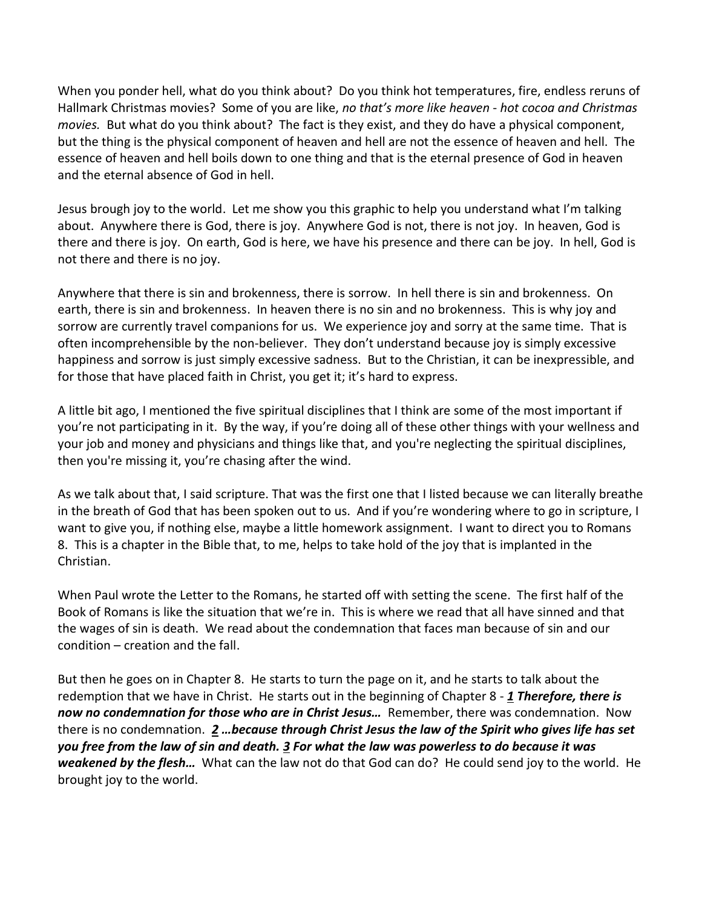When you ponder hell, what do you think about? Do you think hot temperatures, fire, endless reruns of Hallmark Christmas movies? Some of you are like, *no that's more like heaven - hot cocoa and Christmas movies.* But what do you think about? The fact is they exist, and they do have a physical component, but the thing is the physical component of heaven and hell are not the essence of heaven and hell. The essence of heaven and hell boils down to one thing and that is the eternal presence of God in heaven and the eternal absence of God in hell.

Jesus brough joy to the world. Let me show you this graphic to help you understand what I'm talking about. Anywhere there is God, there is joy. Anywhere God is not, there is not joy. In heaven, God is there and there is joy. On earth, God is here, we have his presence and there can be joy. In hell, God is not there and there is no joy.

Anywhere that there is sin and brokenness, there is sorrow. In hell there is sin and brokenness. On earth, there is sin and brokenness. In heaven there is no sin and no brokenness. This is why joy and sorrow are currently travel companions for us. We experience joy and sorry at the same time. That is often incomprehensible by the non-believer. They don't understand because joy is simply excessive happiness and sorrow is just simply excessive sadness. But to the Christian, it can be inexpressible, and for those that have placed faith in Christ, you get it; it's hard to express.

A little bit ago, I mentioned the five spiritual disciplines that I think are some of the most important if you're not participating in it. By the way, if you're doing all of these other things with your wellness and your job and money and physicians and things like that, and you're neglecting the spiritual disciplines, then you're missing it, you're chasing after the wind.

As we talk about that, I said scripture. That was the first one that I listed because we can literally breathe in the breath of God that has been spoken out to us. And if you're wondering where to go in scripture, I want to give you, if nothing else, maybe a little homework assignment. I want to direct you to Romans 8. This is a chapter in the Bible that, to me, helps to take hold of the joy that is implanted in the Christian.

When Paul wrote the Letter to the Romans, he started off with setting the scene. The first half of the Book of Romans is like the situation that we're in. This is where we read that all have sinned and that the wages of sin is death. We read about the condemnation that faces man because of sin and our condition – creation and the fall.

But then he goes on in Chapter 8. He starts to turn the page on it, and he starts to talk about the redemption that we have in Christ. He starts out in the beginning of Chapter 8 - ***1 Therefore, there is now no condemnation for those who are in Christ Jesus…*** Remember, there was condemnation. Now there is no condemnation. ***2 …because through Christ Jesus the law of the Spirit who gives life has set you free from the law of sin and death. 3 For what the law was powerless to do because it was weakened by the flesh…*** What can the law not do that God can do? He could send joy to the world. He brought joy to the world.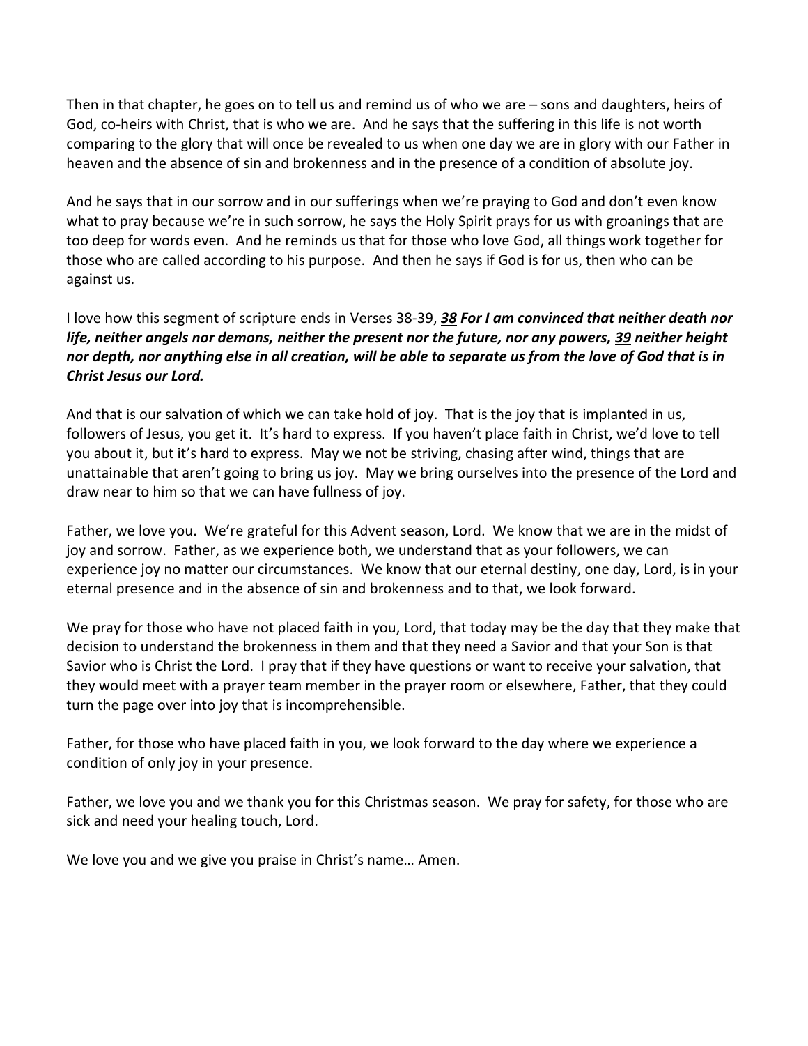Then in that chapter, he goes on to tell us and remind us of who we are – sons and daughters, heirs of God, co-heirs with Christ, that is who we are. And he says that the suffering in this life is not worth comparing to the glory that will once be revealed to us when one day we are in glory with our Father in heaven and the absence of sin and brokenness and in the presence of a condition of absolute joy.

And he says that in our sorrow and in our sufferings when we're praying to God and don't even know what to pray because we're in such sorrow, he says the Holy Spirit prays for us with groanings that are too deep for words even. And he reminds us that for those who love God, all things work together for those who are called according to his purpose. And then he says if God is for us, then who can be against us.

I love how this segment of scripture ends in Verses 38-39, ***38 For I am convinced that neither death nor life, neither angels nor demons, neither the present nor the future, nor any powers, 39 neither height nor depth, nor anything else in all creation, will be able to separate us from the love of God that is in Christ Jesus our Lord.***

And that is our salvation of which we can take hold of joy. That is the joy that is implanted in us, followers of Jesus, you get it. It's hard to express. If you haven't place faith in Christ, we'd love to tell you about it, but it's hard to express. May we not be striving, chasing after wind, things that are unattainable that aren't going to bring us joy. May we bring ourselves into the presence of the Lord and draw near to him so that we can have fullness of joy.

Father, we love you. We're grateful for this Advent season, Lord. We know that we are in the midst of joy and sorrow. Father, as we experience both, we understand that as your followers, we can experience joy no matter our circumstances. We know that our eternal destiny, one day, Lord, is in your eternal presence and in the absence of sin and brokenness and to that, we look forward.

We pray for those who have not placed faith in you, Lord, that today may be the day that they make that decision to understand the brokenness in them and that they need a Savior and that your Son is that Savior who is Christ the Lord. I pray that if they have questions or want to receive your salvation, that they would meet with a prayer team member in the prayer room or elsewhere, Father, that they could turn the page over into joy that is incomprehensible.

Father, for those who have placed faith in you, we look forward to the day where we experience a condition of only joy in your presence.

Father, we love you and we thank you for this Christmas season. We pray for safety, for those who are sick and need your healing touch, Lord.

We love you and we give you praise in Christ's name… Amen.